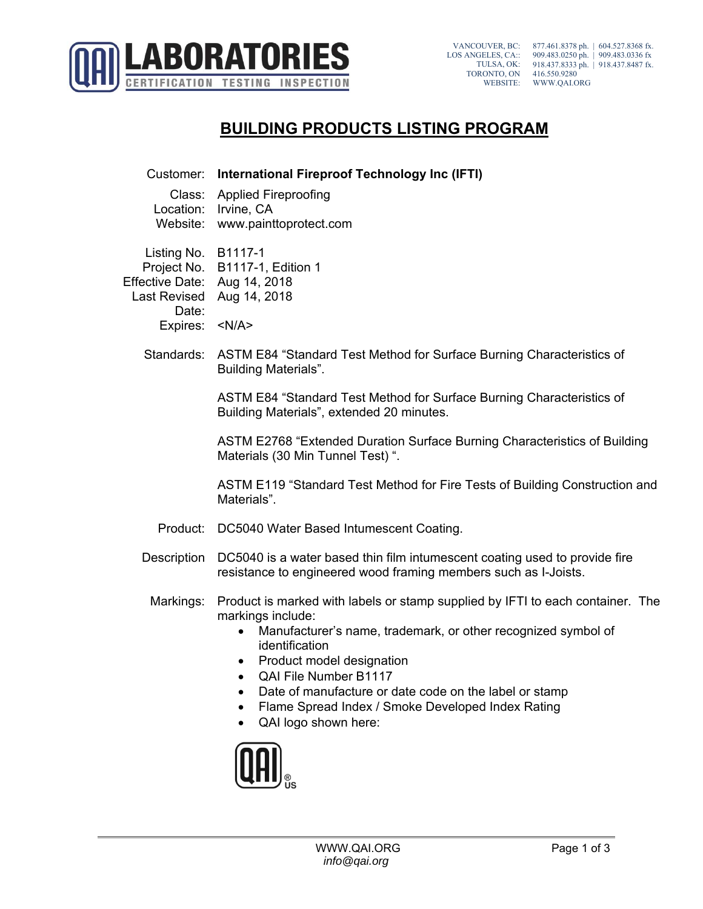QAI LABORATORIES
CERTIFICATION TESTING INSPECTION

VANCOUVER, BC: 877.461.8378 ph. | 604.527.8368 fx.
LOS ANGELES, CA:: 909.483.0250 ph. | 909.483.0336 fx
TULSA, OK: 918.437.8333 ph. | 918.437.8487 fx.
TORONTO, ON 416.550.9280
WEBSITE: WWW.QAI.ORG

# BUILDING PRODUCTS LISTING PROGRAM

Customer: **International Fireproof Technology Inc (IFTI)**

Class: Applied Fireproofing
Location: Irvine, CA
Website: www.painttoprotect.com

Listing No. B1117-1
Project No. B1117-1, Edition 1
Effective Date: Aug 14, 2018
Last Revised Date: Aug 14, 2018
Expires: <N/A>

Standards: ASTM E84 "Standard Test Method for Surface Burning Characteristics of Building Materials".

ASTM E84 "Standard Test Method for Surface Burning Characteristics of Building Materials", extended 20 minutes.

ASTM E2768 "Extended Duration Surface Burning Characteristics of Building Materials (30 Min Tunnel Test) ".

ASTM E119 "Standard Test Method for Fire Tests of Building Construction and Materials".

Product: DC5040 Water Based Intumescent Coating.

Description DC5040 is a water based thin film intumescent coating used to provide fire resistance to engineered wood framing members such as I-Joists.

Markings: Product is marked with labels or stamp supplied by IFTI to each container. The markings include:

- Manufacturer's name, trademark, or other recognized symbol of identification
- Product model designation
- QAI File Number B1117
- Date of manufacture or date code on the label or stamp
- Flame Spread Index / Smoke Developed Index Rating
- QAI logo shown here:

QAI ® US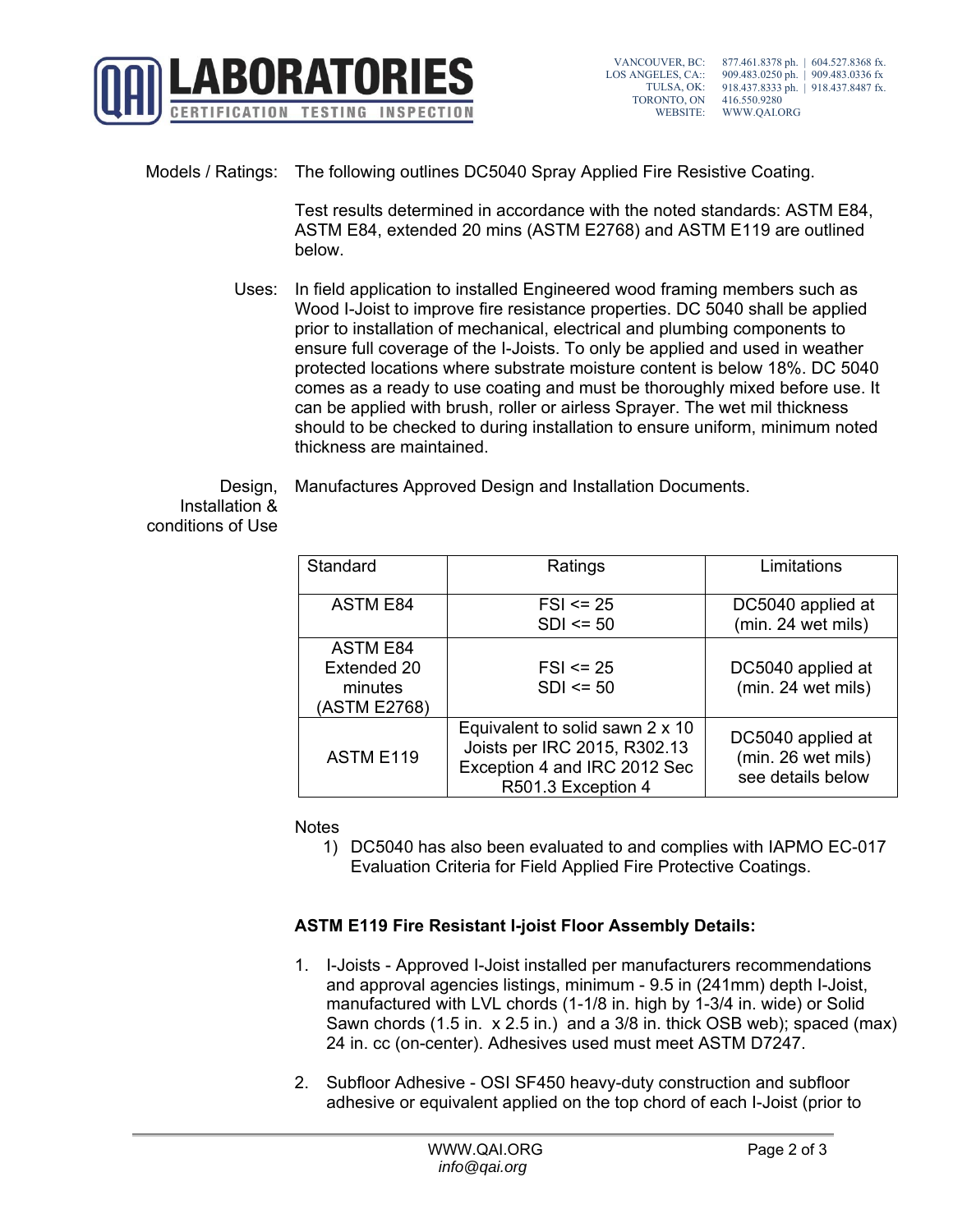Models / Ratings: The following outlines DC5040 Spray Applied Fire Resistive Coating.

Test results determined in accordance with the noted standards: ASTM E84, ASTM E84, extended 20 mins (ASTM E2768) and ASTM E119 are outlined below.

Uses: In field application to installed Engineered wood framing members such as Wood I-Joist to improve fire resistance properties. DC 5040 shall be applied prior to installation of mechanical, electrical and plumbing components to ensure full coverage of the I-Joists. To only be applied and used in weather protected locations where substrate moisture content is below 18%. DC 5040 comes as a ready to use coating and must be thoroughly mixed before use. It can be applied with brush, roller or airless Sprayer. The wet mil thickness should to be checked to during installation to ensure uniform, minimum noted thickness are maintained.

Design, Installation & conditions of Use: Manufactures Approved Design and Installation Documents.

| Standard | Ratings | Limitations |
|---|---|---|
| ASTM E84 | FSI <= 25<br>SDI <= 50 | DC5040 applied at (min. 24 wet mils) |
| ASTM E84 Extended 20 minutes (ASTM E2768) | FSI <= 25<br>SDI <= 50 | DC5040 applied at (min. 24 wet mils) |
| ASTM E119 | Equivalent to solid sawn 2 x 10 Joists per IRC 2015, R302.13 Exception 4 and IRC 2012 Sec R501.3 Exception 4 | DC5040 applied at (min. 26 wet mils) see details below |

Notes

1) DC5040 has also been evaluated to and complies with IAPMO EC-017 Evaluation Criteria for Field Applied Fire Protective Coatings.

**ASTM E119 Fire Resistant I-joist Floor Assembly Details:**

1. I-Joists - Approved I-Joist installed per manufacturers recommendations and approval agencies listings, minimum - 9.5 in (241mm) depth I-Joist, manufactured with LVL chords (1-1/8 in. high by 1-3/4 in. wide) or Solid Sawn chords (1.5 in. x 2.5 in.) and a 3/8 in. thick OSB web); spaced (max) 24 in. cc (on-center). Adhesives used must meet ASTM D7247.

2. Subfloor Adhesive - OSI SF450 heavy-duty construction and subfloor adhesive or equivalent applied on the top chord of each I-Joist (prior to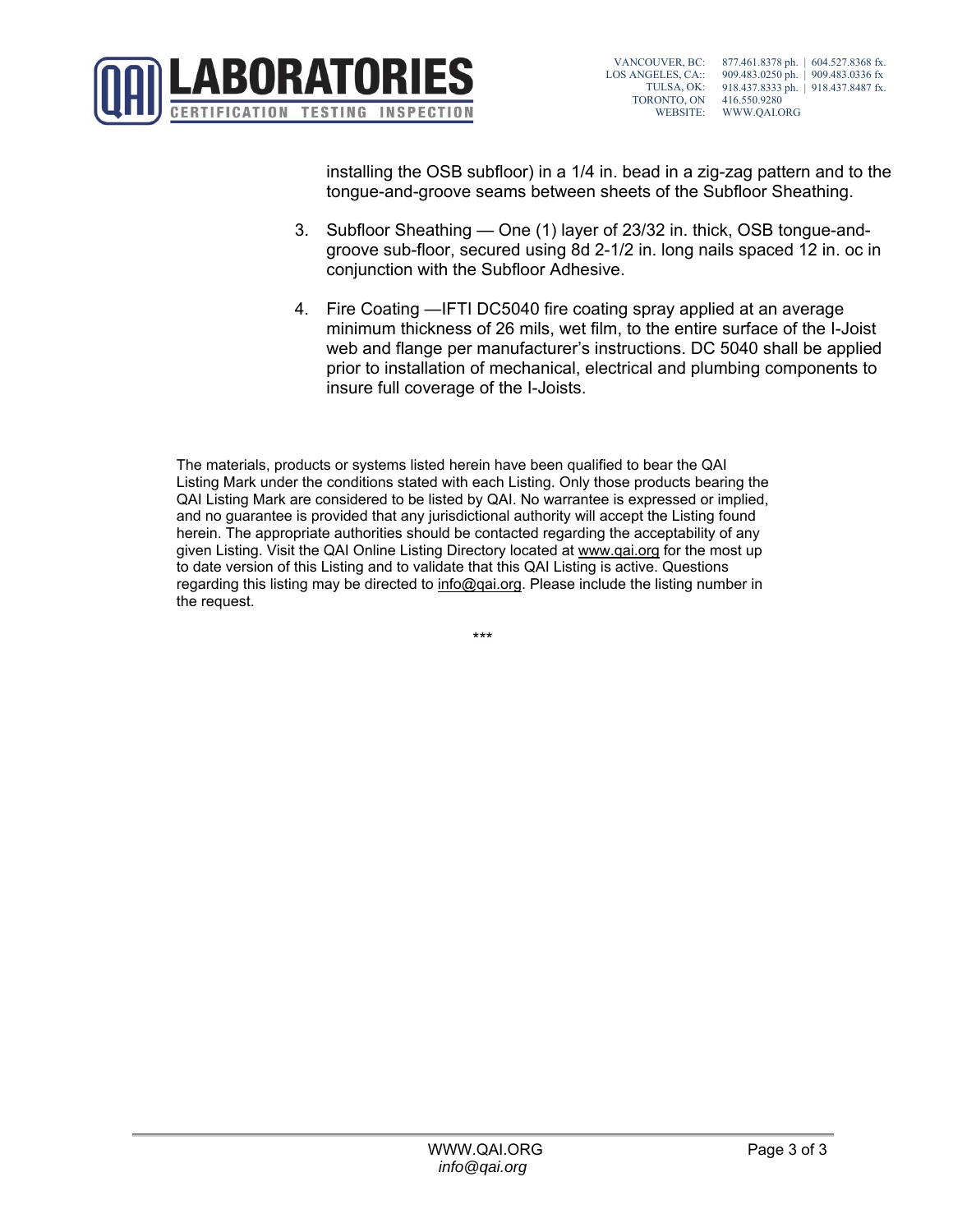installing the OSB subfloor) in a 1/4 in. bead in a zig-zag pattern and to the tongue-and-groove seams between sheets of the Subfloor Sheathing.

3. Subfloor Sheathing — One (1) layer of 23/32 in. thick, OSB tongue-and-groove sub-floor, secured using 8d 2-1/2 in. long nails spaced 12 in. oc in conjunction with the Subfloor Adhesive.

4. Fire Coating —IFTI DC5040 fire coating spray applied at an average minimum thickness of 26 mils, wet film, to the entire surface of the I-Joist web and flange per manufacturer's instructions. DC 5040 shall be applied prior to installation of mechanical, electrical and plumbing components to insure full coverage of the I-Joists.

The materials, products or systems listed herein have been qualified to bear the QAI Listing Mark under the conditions stated with each Listing. Only those products bearing the QAI Listing Mark are considered to be listed by QAI. No warrantee is expressed or implied, and no guarantee is provided that any jurisdictional authority will accept the Listing found herein. The appropriate authorities should be contacted regarding the acceptability of any given Listing. Visit the QAI Online Listing Directory located at www.qai.org for the most up to date version of this Listing and to validate that this QAI Listing is active. Questions regarding this listing may be directed to info@qai.org. Please include the listing number in the request.

***